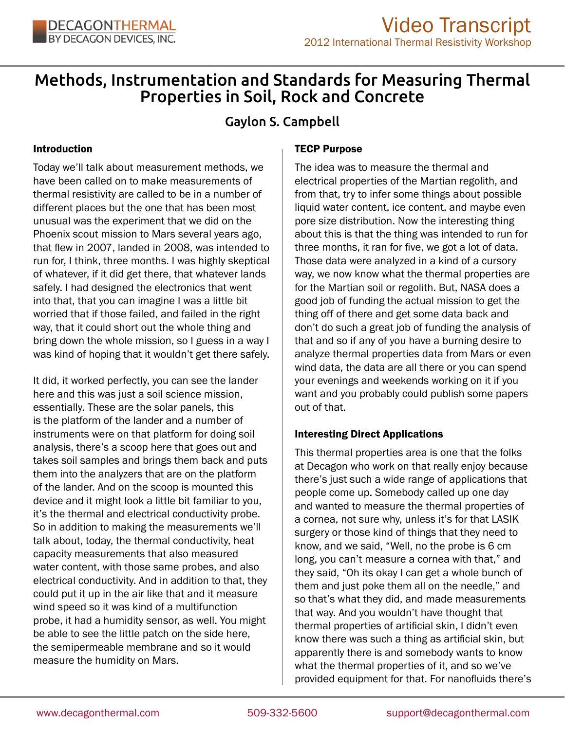# Methods, Instrumentation and Standards for Measuring Thermal Properties in Soil, Rock and Concrete

**Gaylon S. Campbell**

### Introduction

Today we'll talk about measurement methods, we have been called on to make measurements of thermal resistivity are called to be in a number of different places but the one that has been most unusual was the experiment that we did on the Phoenix scout mission to Mars several years ago, that flew in 2007, landed in 2008, was intended to run for, I think, three months. I was highly skeptical of whatever, if it did get there, that whatever lands safely. I had designed the electronics that went into that, that you can imagine I was a little bit worried that if those failed, and failed in the right way, that it could short out the whole thing and bring down the whole mission, so I guess in a way I was kind of hoping that it wouldn't get there safely.

It did, it worked perfectly, you can see the lander here and this was just a soil science mission, essentially. These are the solar panels, this is the platform of the lander and a number of instruments were on that platform for doing soil analysis, there's a scoop here that goes out and takes soil samples and brings them back and puts them into the analyzers that are on the platform of the lander. And on the scoop is mounted this device and it might look a little bit familiar to you, it's the thermal and electrical conductivity probe. So in addition to making the measurements we'll talk about, today, the thermal conductivity, heat capacity measurements that also measured water content, with those same probes, and also electrical conductivity. And in addition to that, they could put it up in the air like that and it measure wind speed so it was kind of a multifunction probe, it had a humidity sensor, as well. You might be able to see the little patch on the side here, the semipermeable membrane and so it would measure the humidity on Mars.

### TECP Purpose

The idea was to measure the thermal and electrical properties of the Martian regolith, and from that, try to infer some things about possible liquid water content, ice content, and maybe even pore size distribution. Now the interesting thing about this is that the thing was intended to run for three months, it ran for five, we got a lot of data. Those data were analyzed in a kind of a cursory way, we now know what the thermal properties are for the Martian soil or regolith. But, NASA does a good job of funding the actual mission to get the thing off of there and get some data back and don't do such a great job of funding the analysis of that and so if any of you have a burning desire to analyze thermal properties data from Mars or even wind data, the data are all there or you can spend your evenings and weekends working on it if you want and you probably could publish some papers out of that.

### Interesting Direct Applications

This thermal properties area is one that the folks at Decagon who work on that really enjoy because there's just such a wide range of applications that people come up. Somebody called up one day and wanted to measure the thermal properties of a cornea, not sure why, unless it's for that LASIK surgery or those kind of things that they need to know, and we said, "Well, no the probe is 6 cm long, you can't measure a cornea with that," and they said, "Oh its okay I can get a whole bunch of them and just poke them all on the needle," and so that's what they did, and made measurements that way. And you wouldn't have thought that thermal properties of artificial skin, I didn't even know there was such a thing as artificial skin, but apparently there is and somebody wants to know what the thermal properties of it, and so we've provided equipment for that. For nanofluids there's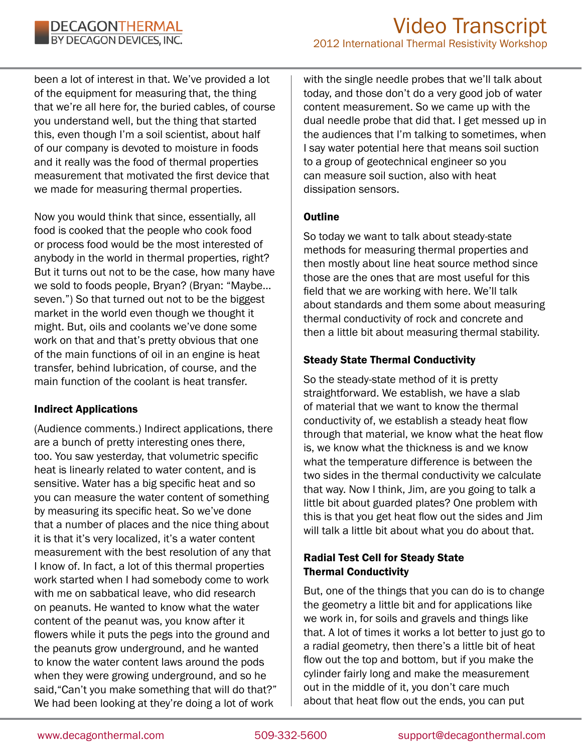been a lot of interest in that. We've provided a lot of the equipment for measuring that, the thing that we're all here for, the buried cables, of course you understand well, but the thing that started this, even though I'm a soil scientist, about half of our company is devoted to moisture in foods and it really was the food of thermal properties measurement that motivated the first device that we made for measuring thermal properties.

Now you would think that since, essentially, all food is cooked that the people who cook food or process food would be the most interested of anybody in the world in thermal properties, right? But it turns out not to be the case, how many have we sold to foods people, Bryan? (Bryan: "Maybe... seven.") So that turned out not to be the biggest market in the world even though we thought it might. But, oils and coolants we've done some work on that and that's pretty obvious that one of the main functions of oil in an engine is heat transfer, behind lubrication, of course, and the main function of the coolant is heat transfer.

### Indirect Applications

(Audience comments.) Indirect applications, there are a bunch of pretty interesting ones there, too. You saw yesterday, that volumetric specific heat is linearly related to water content, and is sensitive. Water has a big specific heat and so you can measure the water content of something by measuring its specific heat. So we've done that a number of places and the nice thing about it is that it's very localized, it's a water content measurement with the best resolution of any that I know of. In fact, a lot of this thermal properties work started when I had somebody come to work with me on sabbatical leave, who did research on peanuts. He wanted to know what the water content of the peanut was, you know after it flowers while it puts the pegs into the ground and the peanuts grow underground, and he wanted to know the water content laws around the pods when they were growing underground, and so he said,"Can't you make something that will do that?" We had been looking at they're doing a lot of work with the single needle probes that we'll talk about today, and those don't do a very good job of water content measurement. So we came up with the dual needle probe that did that. I get messed up in the audiences that I'm talking to sometimes, when I say water potential here that means soil suction to a group of geotechnical engineer so you can measure soil suction, also with heat dissipation sensors.

### Outline

So today we want to talk about steady-state methods for measuring thermal properties and then mostly about line heat source method since those are the ones that are most useful for this field that we are working with here. We'll talk about standards and them some about measuring thermal conductivity of rock and concrete and then a little bit about measuring thermal stability.

### Steady State Thermal Conductivity

So the steady-state method of it is pretty straightforward. We establish, we have a slab of material that we want to know the thermal conductivity of, we establish a steady heat flow through that material, we know what the heat flow is, we know what the thickness is and we know what the temperature difference is between the two sides in the thermal conductivity we calculate that way. Now I think, Jim, are you going to talk a little bit about guarded plates? One problem with this is that you get heat flow out the sides and Jim will talk a little bit about what you do about that.

### Radial Test Cell for Steady State Thermal Conductivity

But, one of the things that you can do is to change the geometry a little bit and for applications like we work in, for soils and gravels and things like that. A lot of times it works a lot better to just go to a radial geometry, then there's a little bit of heat flow out the top and bottom, but if you make the cylinder fairly long and make the measurement out in the middle of it, you don't care much about that heat flow out the ends, you can put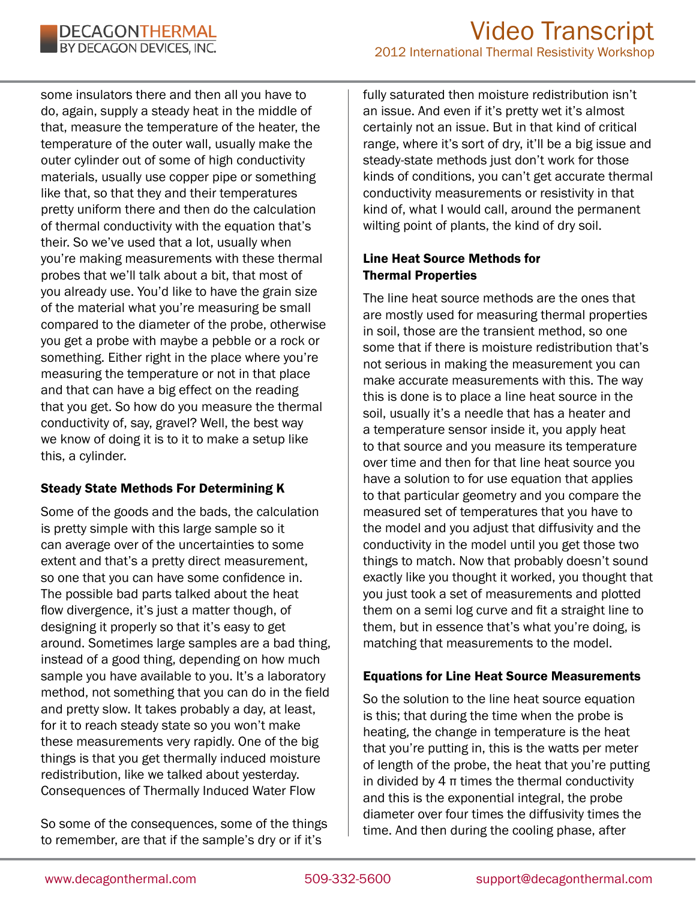some insulators there and then all you have to do, again, supply a steady heat in the middle of that, measure the temperature of the heater, the temperature of the outer wall, usually make the outer cylinder out of some of high conductivity materials, usually use copper pipe or something like that, so that they and their temperatures pretty uniform there and then do the calculation of thermal conductivity with the equation that's their. So we've used that a lot, usually when you're making measurements with these thermal probes that we'll talk about a bit, that most of you already use. You'd like to have the grain size of the material what you're measuring be small compared to the diameter of the probe, otherwise you get a probe with maybe a pebble or a rock or something. Either right in the place where you're measuring the temperature or not in that place and that can have a big effect on the reading that you get. So how do you measure the thermal conductivity of, say, gravel? Well, the best way we know of doing it is to it to make a setup like this, a cylinder.

### Steady State Methods For Determining K

Some of the goods and the bads, the calculation is pretty simple with this large sample so it can average over of the uncertainties to some extent and that's a pretty direct measurement, so one that you can have some confidence in. The possible bad parts talked about the heat flow divergence, it's just a matter though, of designing it properly so that it's easy to get around. Sometimes large samples are a bad thing, instead of a good thing, depending on how much sample you have available to you. It's a laboratory method, not something that you can do in the field and pretty slow. It takes probably a day, at least, for it to reach steady state so you won't make these measurements very rapidly. One of the big things is that you get thermally induced moisture redistribution, like we talked about yesterday. Consequences of Thermally Induced Water Flow

So some of the consequences, some of the things to remember, are that if the sample's dry or if it's fully saturated then moisture redistribution isn't an issue. And even if it's pretty wet it's almost certainly not an issue. But in that kind of critical range, where it's sort of dry, it'll be a big issue and steady-state methods just don't work for those kinds of conditions, you can't get accurate thermal conductivity measurements or resistivity in that kind of, what I would call, around the permanent wilting point of plants, the kind of dry soil.

### Line Heat Source Methods for Thermal Properties

The line heat source methods are the ones that are mostly used for measuring thermal properties in soil, those are the transient method, so one some that if there is moisture redistribution that's not serious in making the measurement you can make accurate measurements with this. The way this is done is to place a line heat source in the soil, usually it's a needle that has a heater and a temperature sensor inside it, you apply heat to that source and you measure its temperature over time and then for that line heat source you have a solution to for use equation that applies to that particular geometry and you compare the measured set of temperatures that you have to the model and you adjust that diffusivity and the conductivity in the model until you get those two things to match. Now that probably doesn't sound exactly like you thought it worked, you thought that you just took a set of measurements and plotted them on a semi log curve and fit a straight line to them, but in essence that's what you're doing, is matching that measurements to the model.

### Equations for Line Heat Source Measurements

So the solution to the line heat source equation is this; that during the time when the probe is heating, the change in temperature is the heat that you're putting in, this is the watts per meter of length of the probe, the heat that you're putting in divided by 4 π times the thermal conductivity and this is the exponential integral, the probe diameter over four times the diffusivity times the time. And then during the cooling phase, after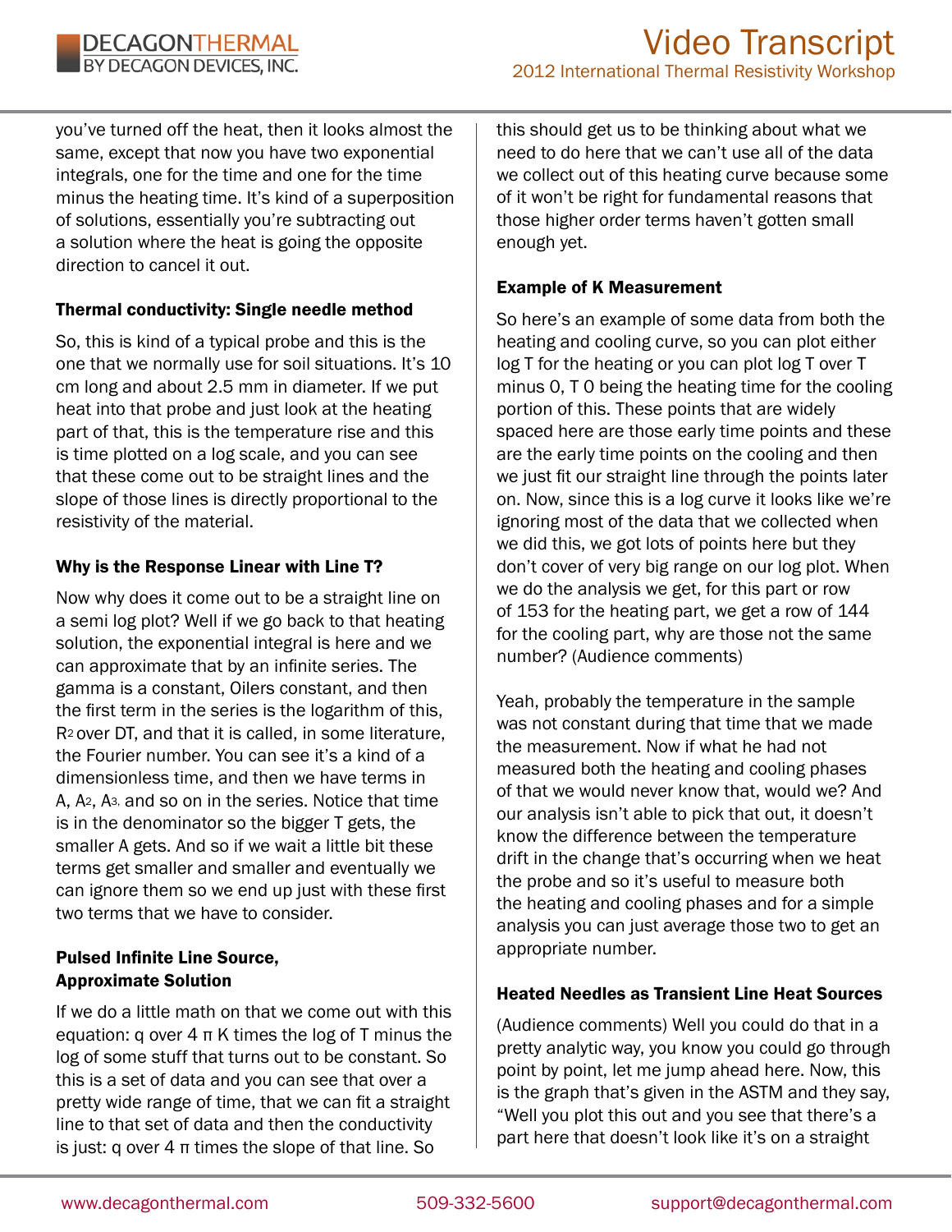you've turned off the heat, then it looks almost the same, except that now you have two exponential integrals, one for the time and one for the time minus the heating time. It's kind of a superposition of solutions, essentially you're subtracting out a solution where the heat is going the opposite direction to cancel it out.

### Thermal conductivity: Single needle method

So, this is kind of a typical probe and this is the one that we normally use for soil situations. It's 10 cm long and about 2.5 mm in diameter. If we put heat into that probe and just look at the heating part of that, this is the temperature rise and this is time plotted on a log scale, and you can see that these come out to be straight lines and the slope of those lines is directly proportional to the resistivity of the material.

### Why is the Response Linear with Line T?

Now why does it come out to be a straight line on a semi log plot? Well if we go back to that heating solution, the exponential integral is here and we can approximate that by an infinite series. The gamma is a constant, Oilers constant, and then the first term in the series is the logarithm of this, $R^2$ over DT, and that it is called, in some literature, the Fourier number. You can see it's a kind of a dimensionless time, and then we have terms in A, $A^2$, $A^3$, and so on in the series. Notice that time is in the denominator so the bigger T gets, the smaller A gets. And so if we wait a little bit these terms get smaller and smaller and eventually we can ignore them so we end up just with these first two terms that we have to consider.

### Pulsed Infinite Line Source, Approximate Solution

If we do a little math on that we come out with this equation: q over 4 π K times the log of T minus the log of some stuff that turns out to be constant. So this is a set of data and you can see that over a pretty wide range of time, that we can fit a straight line to that set of data and then the conductivity is just: q over 4 π times the slope of that line. So this should get us to be thinking about what we need to do here that we can't use all of the data we collect out of this heating curve because some of it won't be right for fundamental reasons that those higher order terms haven't gotten small enough yet.

### Example of K Measurement

So here's an example of some data from both the heating and cooling curve, so you can plot either log T for the heating or you can plot log T over T minus 0, T 0 being the heating time for the cooling portion of this. These points that are widely spaced here are those early time points and these are the early time points on the cooling and then we just fit our straight line through the points later on. Now, since this is a log curve it looks like we're ignoring most of the data that we collected when we did this, we got lots of points here but they don't cover of very big range on our log plot. When we do the analysis we get, for this part or row of 153 for the heating part, we get a row of 144 for the cooling part, why are those not the same number? (Audience comments)

Yeah, probably the temperature in the sample was not constant during that time that we made the measurement. Now if what he had not measured both the heating and cooling phases of that we would never know that, would we? And our analysis isn't able to pick that out, it doesn't know the difference between the temperature drift in the change that's occurring when we heat the probe and so it's useful to measure both the heating and cooling phases and for a simple analysis you can just average those two to get an appropriate number.

### Heated Needles as Transient Line Heat Sources

(Audience comments) Well you could do that in a pretty analytic way, you know you could go through point by point, let me jump ahead here. Now, this is the graph that's given in the ASTM and they say, "Well you plot this out and you see that there's a part here that doesn't look like it's on a straight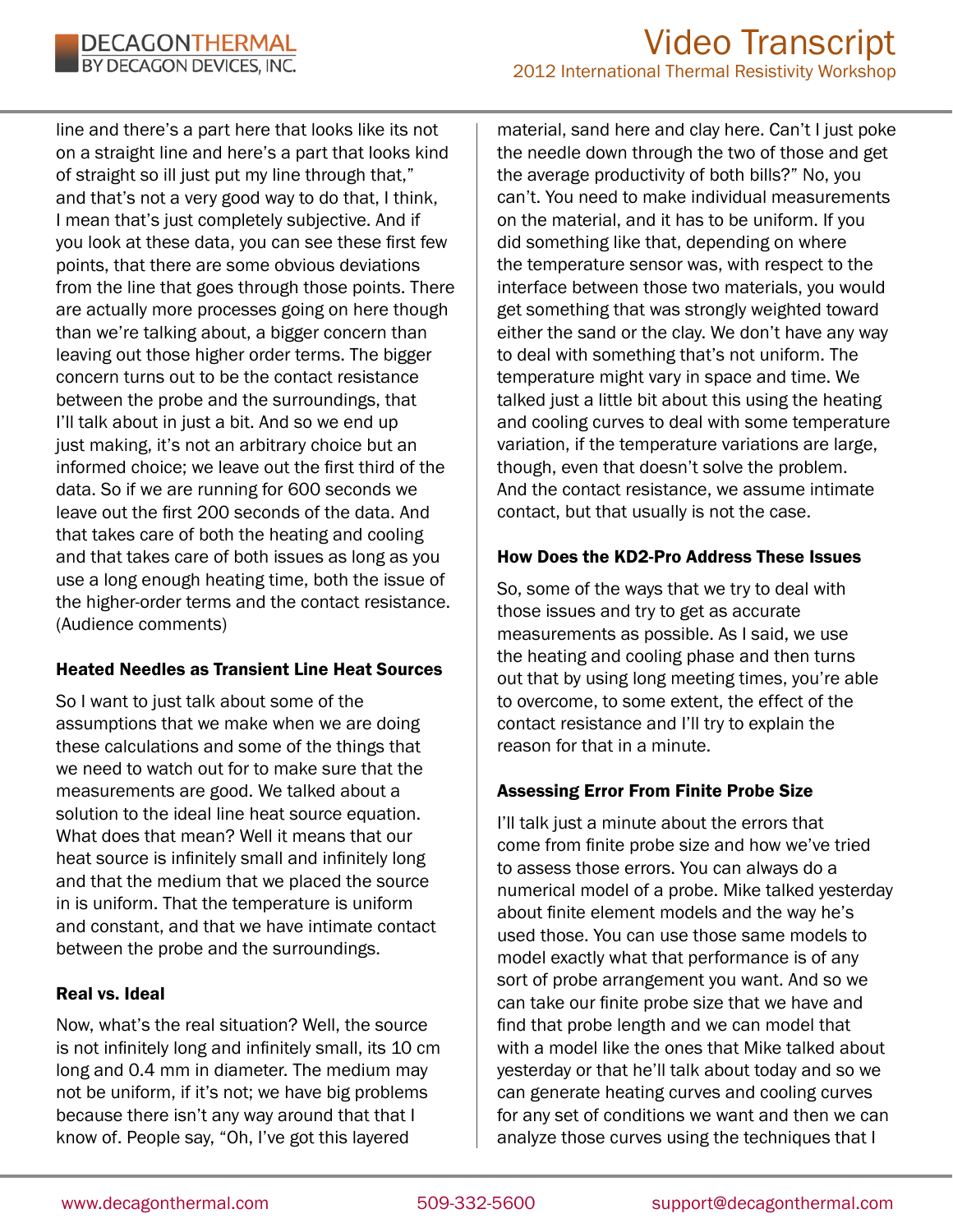line and there's a part here that looks like its not on a straight line and here's a part that looks kind of straight so ill just put my line through that," and that's not a very good way to do that, I think, I mean that's just completely subjective. And if you look at these data, you can see these first few points, that there are some obvious deviations from the line that goes through those points. There are actually more processes going on here though than we're talking about, a bigger concern than leaving out those higher order terms. The bigger concern turns out to be the contact resistance between the probe and the surroundings, that I'll talk about in just a bit. And so we end up just making, it's not an arbitrary choice but an informed choice; we leave out the first third of the data. So if we are running for 600 seconds we leave out the first 200 seconds of the data. And that takes care of both the heating and cooling and that takes care of both issues as long as you use a long enough heating time, both the issue of the higher-order terms and the contact resistance. (Audience comments)

### Heated Needles as Transient Line Heat Sources

So I want to just talk about some of the assumptions that we make when we are doing these calculations and some of the things that we need to watch out for to make sure that the measurements are good. We talked about a solution to the ideal line heat source equation. What does that mean? Well it means that our heat source is infinitely small and infinitely long and that the medium that we placed the source in is uniform. That the temperature is uniform and constant, and that we have intimate contact between the probe and the surroundings.

### Real vs. Ideal

Now, what's the real situation? Well, the source is not infinitely long and infinitely small, its 10 cm long and 0.4 mm in diameter. The medium may not be uniform, if it's not; we have big problems because there isn't any way around that that I know of. People say, "Oh, I've got this layered material, sand here and clay here. Can't I just poke the needle down through the two of those and get the average productivity of both bills?" No, you can't. You need to make individual measurements on the material, and it has to be uniform. If you did something like that, depending on where the temperature sensor was, with respect to the interface between those two materials, you would get something that was strongly weighted toward either the sand or the clay. We don't have any way to deal with something that's not uniform. The temperature might vary in space and time. We talked just a little bit about this using the heating and cooling curves to deal with some temperature variation, if the temperature variations are large, though, even that doesn't solve the problem. And the contact resistance, we assume intimate contact, but that usually is not the case.

### How Does the KD2-Pro Address These Issues

So, some of the ways that we try to deal with those issues and try to get as accurate measurements as possible. As I said, we use the heating and cooling phase and then turns out that by using long meeting times, you're able to overcome, to some extent, the effect of the contact resistance and I'll try to explain the reason for that in a minute.

### Assessing Error From Finite Probe Size

I'll talk just a minute about the errors that come from finite probe size and how we've tried to assess those errors. You can always do a numerical model of a probe. Mike talked yesterday about finite element models and the way he's used those. You can use those same models to model exactly what that performance is of any sort of probe arrangement you want. And so we can take our finite probe size that we have and find that probe length and we can model that with a model like the ones that Mike talked about yesterday or that he'll talk about today and so we can generate heating curves and cooling curves for any set of conditions we want and then we can analyze those curves using the techniques that I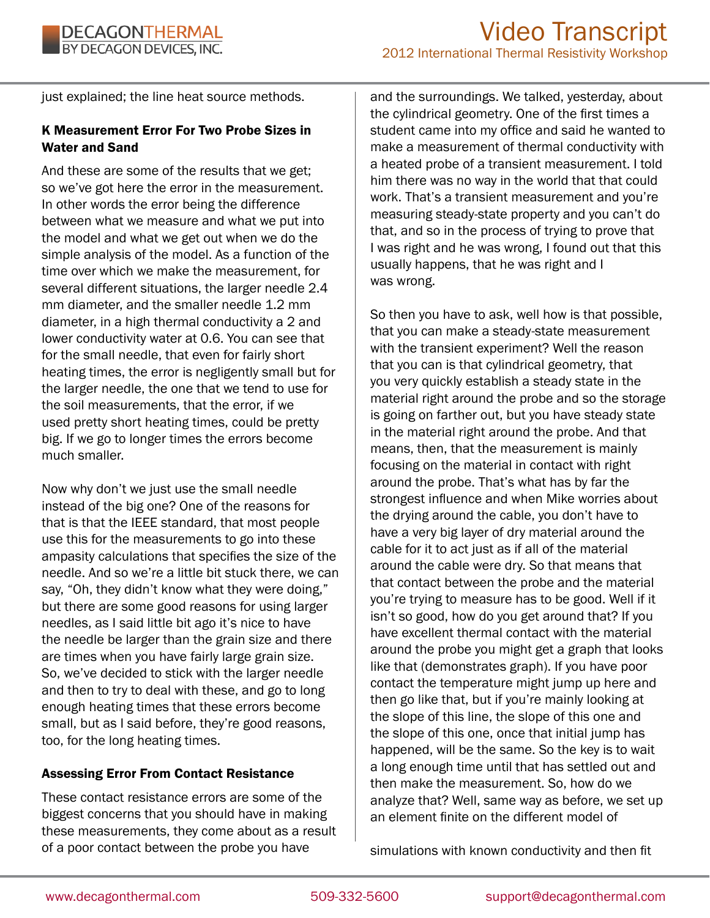just explained; the line heat source methods.

**K Measurement Error For Two Probe Sizes in Water and Sand**

And these are some of the results that we get; so we've got here the error in the measurement. In other words the error being the difference between what we measure and what we put into the model and what we get out when we do the simple analysis of the model. As a function of the time over which we make the measurement, for several different situations, the larger needle 2.4 mm diameter, and the smaller needle 1.2 mm diameter, in a high thermal conductivity a 2 and lower conductivity water at 0.6. You can see that for the small needle, that even for fairly short heating times, the error is negligently small but for the larger needle, the one that we tend to use for the soil measurements, that the error, if we used pretty short heating times, could be pretty big. If we go to longer times the errors become much smaller.

Now why don't we just use the small needle instead of the big one? One of the reasons for that is that the IEEE standard, that most people use this for the measurements to go into these ampasity calculations that specifies the size of the needle. And so we're a little bit stuck there, we can say, "Oh, they didn't know what they were doing," but there are some good reasons for using larger needles, as I said little bit ago it's nice to have the needle be larger than the grain size and there are times when you have fairly large grain size. So, we've decided to stick with the larger needle and then to try to deal with these, and go to long enough heating times that these errors become small, but as I said before, they're good reasons, too, for the long heating times.

**Assessing Error From Contact Resistance**

These contact resistance errors are some of the biggest concerns that you should have in making these measurements, they come about as a result of a poor contact between the probe you have and the surroundings. We talked, yesterday, about the cylindrical geometry. One of the first times a student came into my office and said he wanted to make a measurement of thermal conductivity with a heated probe of a transient measurement. I told him there was no way in the world that that could work. That's a transient measurement and you're measuring steady-state property and you can't do that, and so in the process of trying to prove that I was right and he was wrong, I found out that this usually happens, that he was right and I was wrong.

So then you have to ask, well how is that possible, that you can make a steady-state measurement with the transient experiment? Well the reason that you can is that cylindrical geometry, that you very quickly establish a steady state in the material right around the probe and so the storage is going on farther out, but you have steady state in the material right around the probe. And that means, then, that the measurement is mainly focusing on the material in contact with right around the probe. That's what has by far the strongest influence and when Mike worries about the drying around the cable, you don't have to have a very big layer of dry material around the cable for it to act just as if all of the material around the cable were dry. So that means that that contact between the probe and the material you're trying to measure has to be good. Well if it isn't so good, how do you get around that? If you have excellent thermal contact with the material around the probe you might get a graph that looks like that (demonstrates graph). If you have poor contact the temperature might jump up here and then go like that, but if you're mainly looking at the slope of this line, the slope of this one and the slope of this one, once that initial jump has happened, will be the same. So the key is to wait a long enough time until that has settled out and then make the measurement. So, how do we analyze that? Well, same way as before, we set up an element finite on the different model of

simulations with known conductivity and then fit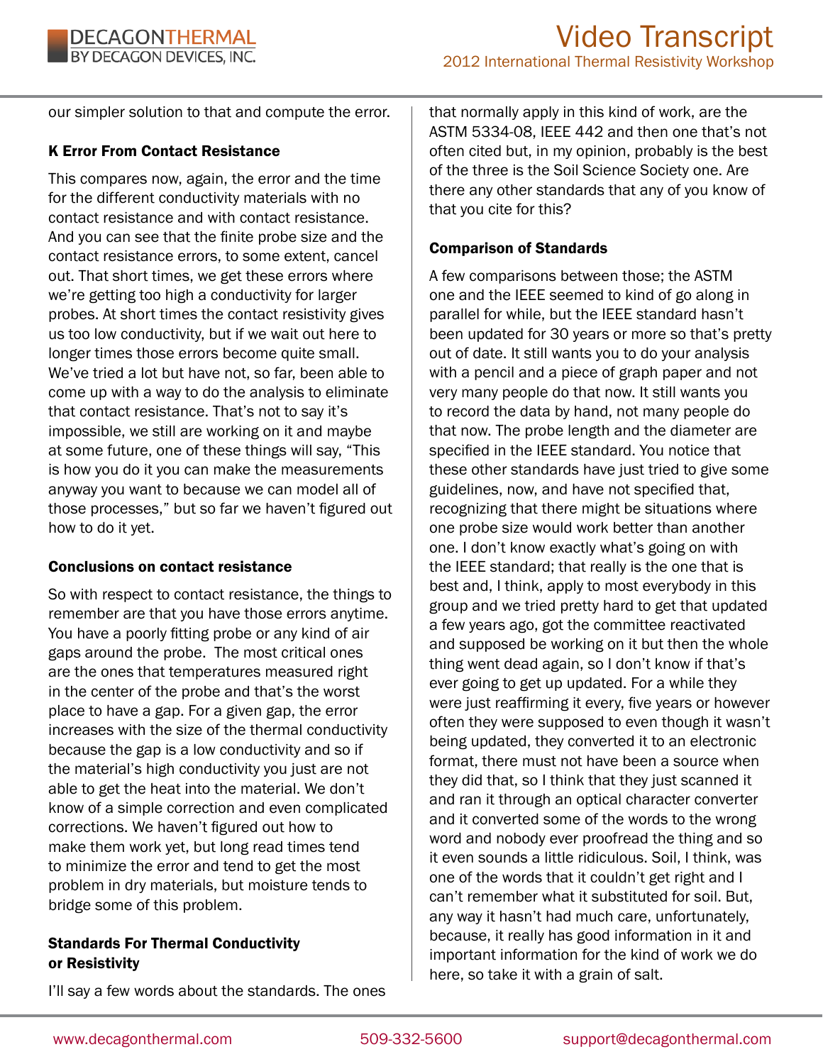our simpler solution to that and compute the error.

### K Error From Contact Resistance

This compares now, again, the error and the time for the different conductivity materials with no contact resistance and with contact resistance. And you can see that the finite probe size and the contact resistance errors, to some extent, cancel out. That short times, we get these errors where we're getting too high a conductivity for larger probes. At short times the contact resistivity gives us too low conductivity, but if we wait out here to longer times those errors become quite small. We've tried a lot but have not, so far, been able to come up with a way to do the analysis to eliminate that contact resistance. That's not to say it's impossible, we still are working on it and maybe at some future, one of these things will say, "This is how you do it you can make the measurements anyway you want to because we can model all of those processes," but so far we haven't figured out how to do it yet.

### Conclusions on contact resistance

So with respect to contact resistance, the things to remember are that you have those errors anytime. You have a poorly fitting probe or any kind of air gaps around the probe. The most critical ones are the ones that temperatures measured right in the center of the probe and that's the worst place to have a gap. For a given gap, the error increases with the size of the thermal conductivity because the gap is a low conductivity and so if the material's high conductivity you just are not able to get the heat into the material. We don't know of a simple correction and even complicated corrections. We haven't figured out how to make them work yet, but long read times tend to minimize the error and tend to get the most problem in dry materials, but moisture tends to bridge some of this problem.

### Standards For Thermal Conductivity or Resistivity

I'll say a few words about the standards. The ones that normally apply in this kind of work, are the ASTM 5334-08, IEEE 442 and then one that's not often cited but, in my opinion, probably is the best of the three is the Soil Science Society one. Are there any other standards that any of you know of that you cite for this?

### Comparison of Standards

A few comparisons between those; the ASTM one and the IEEE seemed to kind of go along in parallel for while, but the IEEE standard hasn't been updated for 30 years or more so that's pretty out of date. It still wants you to do your analysis with a pencil and a piece of graph paper and not very many people do that now. It still wants you to record the data by hand, not many people do that now. The probe length and the diameter are specified in the IEEE standard. You notice that these other standards have just tried to give some guidelines, now, and have not specified that, recognizing that there might be situations where one probe size would work better than another one. I don't know exactly what's going on with the IEEE standard; that really is the one that is best and, I think, apply to most everybody in this group and we tried pretty hard to get that updated a few years ago, got the committee reactivated and supposed be working on it but then the whole thing went dead again, so I don't know if that's ever going to get up updated. For a while they were just reaffirming it every, five years or however often they were supposed to even though it wasn't being updated, they converted it to an electronic format, there must not have been a source when they did that, so I think that they just scanned it and ran it through an optical character converter and it converted some of the words to the wrong word and nobody ever proofread the thing and so it even sounds a little ridiculous. Soil, I think, was one of the words that it couldn't get right and I can't remember what it substituted for soil. But, any way it hasn't had much care, unfortunately, because, it really has good information in it and important information for the kind of work we do here, so take it with a grain of salt.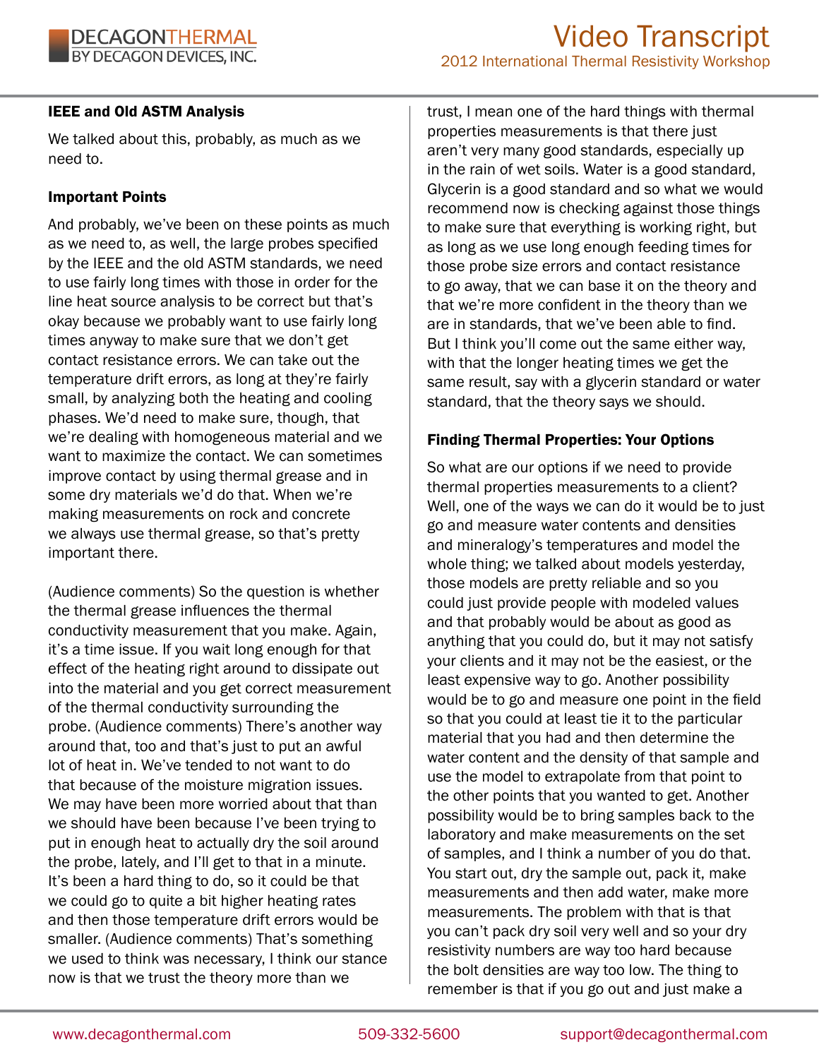### IEEE and Old ASTM Analysis

We talked about this, probably, as much as we need to.

### Important Points

And probably, we've been on these points as much as we need to, as well, the large probes specified by the IEEE and the old ASTM standards, we need to use fairly long times with those in order for the line heat source analysis to be correct but that's okay because we probably want to use fairly long times anyway to make sure that we don't get contact resistance errors. We can take out the temperature drift errors, as long at they're fairly small, by analyzing both the heating and cooling phases. We'd need to make sure, though, that we're dealing with homogeneous material and we want to maximize the contact. We can sometimes improve contact by using thermal grease and in some dry materials we'd do that. When we're making measurements on rock and concrete we always use thermal grease, so that's pretty important there.

(Audience comments) So the question is whether the thermal grease influences the thermal conductivity measurement that you make. Again, it's a time issue. If you wait long enough for that effect of the heating right around to dissipate out into the material and you get correct measurement of the thermal conductivity surrounding the probe. (Audience comments) There's another way around that, too and that's just to put an awful lot of heat in. We've tended to not want to do that because of the moisture migration issues. We may have been more worried about that than we should have been because I've been trying to put in enough heat to actually dry the soil around the probe, lately, and I'll get to that in a minute. It's been a hard thing to do, so it could be that we could go to quite a bit higher heating rates and then those temperature drift errors would be smaller. (Audience comments) That's something we used to think was necessary, I think our stance now is that we trust the theory more than we trust, I mean one of the hard things with thermal properties measurements is that there just aren't very many good standards, especially up in the rain of wet soils. Water is a good standard, Glycerin is a good standard and so what we would recommend now is checking against those things to make sure that everything is working right, but as long as we use long enough feeding times for those probe size errors and contact resistance to go away, that we can base it on the theory and that we're more confident in the theory than we are in standards, that we've been able to find. But I think you'll come out the same either way, with that the longer heating times we get the same result, say with a glycerin standard or water standard, that the theory says we should.

### Finding Thermal Properties: Your Options

So what are our options if we need to provide thermal properties measurements to a client? Well, one of the ways we can do it would be to just go and measure water contents and densities and mineralogy's temperatures and model the whole thing; we talked about models yesterday, those models are pretty reliable and so you could just provide people with modeled values and that probably would be about as good as anything that you could do, but it may not satisfy your clients and it may not be the easiest, or the least expensive way to go. Another possibility would be to go and measure one point in the field so that you could at least tie it to the particular material that you had and then determine the water content and the density of that sample and use the model to extrapolate from that point to the other points that you wanted to get. Another possibility would be to bring samples back to the laboratory and make measurements on the set of samples, and I think a number of you do that. You start out, dry the sample out, pack it, make measurements and then add water, make more measurements. The problem with that is that you can't pack dry soil very well and so your dry resistivity numbers are way too hard because the bolt densities are way too low. The thing to remember is that if you go out and just make a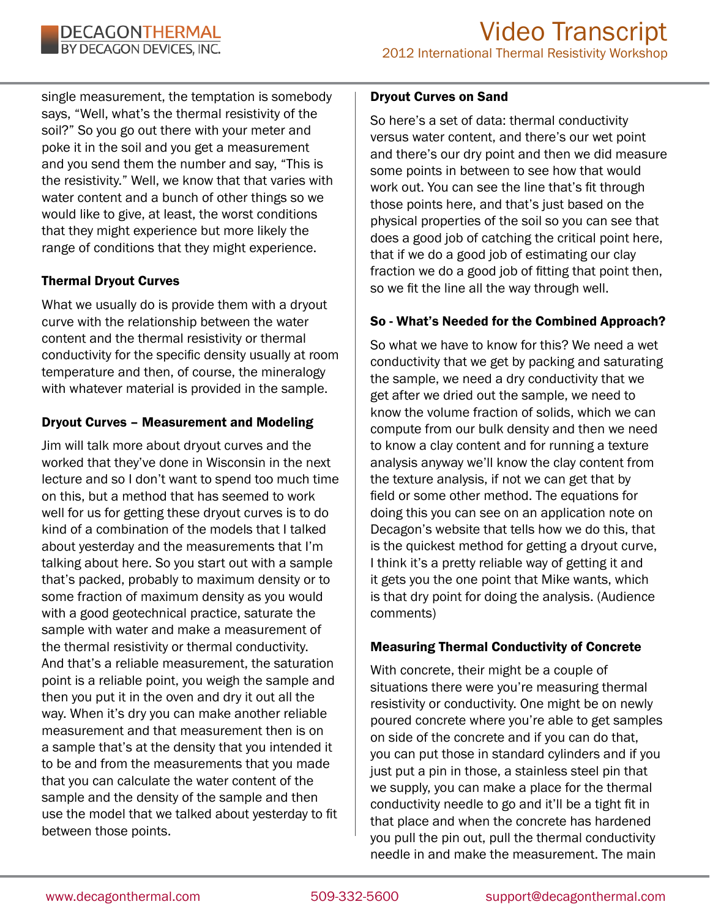single measurement, the temptation is somebody says, "Well, what's the thermal resistivity of the soil?" So you go out there with your meter and poke it in the soil and you get a measurement and you send them the number and say, "This is the resistivity." Well, we know that that varies with water content and a bunch of other things so we would like to give, at least, the worst conditions that they might experience but more likely the range of conditions that they might experience.

### Thermal Dryout Curves

What we usually do is provide them with a dryout curve with the relationship between the water content and the thermal resistivity or thermal conductivity for the specific density usually at room temperature and then, of course, the mineralogy with whatever material is provided in the sample.

### Dryout Curves – Measurement and Modeling

Jim will talk more about dryout curves and the worked that they've done in Wisconsin in the next lecture and so I don't want to spend too much time on this, but a method that has seemed to work well for us for getting these dryout curves is to do kind of a combination of the models that I talked about yesterday and the measurements that I'm talking about here. So you start out with a sample that's packed, probably to maximum density or to some fraction of maximum density as you would with a good geotechnical practice, saturate the sample with water and make a measurement of the thermal resistivity or thermal conductivity. And that's a reliable measurement, the saturation point is a reliable point, you weigh the sample and then you put it in the oven and dry it out all the way. When it's dry you can make another reliable measurement and that measurement then is on a sample that's at the density that you intended it to be and from the measurements that you made that you can calculate the water content of the sample and the density of the sample and then use the model that we talked about yesterday to fit between those points.

### Dryout Curves on Sand

So here's a set of data: thermal conductivity versus water content, and there's our wet point and there's our dry point and then we did measure some points in between to see how that would work out. You can see the line that's fit through those points here, and that's just based on the physical properties of the soil so you can see that does a good job of catching the critical point here, that if we do a good job of estimating our clay fraction we do a good job of fitting that point then, so we fit the line all the way through well.

### So - What's Needed for the Combined Approach?

So what we have to know for this? We need a wet conductivity that we get by packing and saturating the sample, we need a dry conductivity that we get after we dried out the sample, we need to know the volume fraction of solids, which we can compute from our bulk density and then we need to know a clay content and for running a texture analysis anyway we'll know the clay content from the texture analysis, if not we can get that by field or some other method. The equations for doing this you can see on an application note on Decagon's website that tells how we do this, that is the quickest method for getting a dryout curve, I think it's a pretty reliable way of getting it and it gets you the one point that Mike wants, which is that dry point for doing the analysis. (Audience comments)

### Measuring Thermal Conductivity of Concrete

With concrete, their might be a couple of situations there were you're measuring thermal resistivity or conductivity. One might be on newly poured concrete where you're able to get samples on side of the concrete and if you can do that, you can put those in standard cylinders and if you just put a pin in those, a stainless steel pin that we supply, you can make a place for the thermal conductivity needle to go and it'll be a tight fit in that place and when the concrete has hardened you pull the pin out, pull the thermal conductivity needle in and make the measurement. The main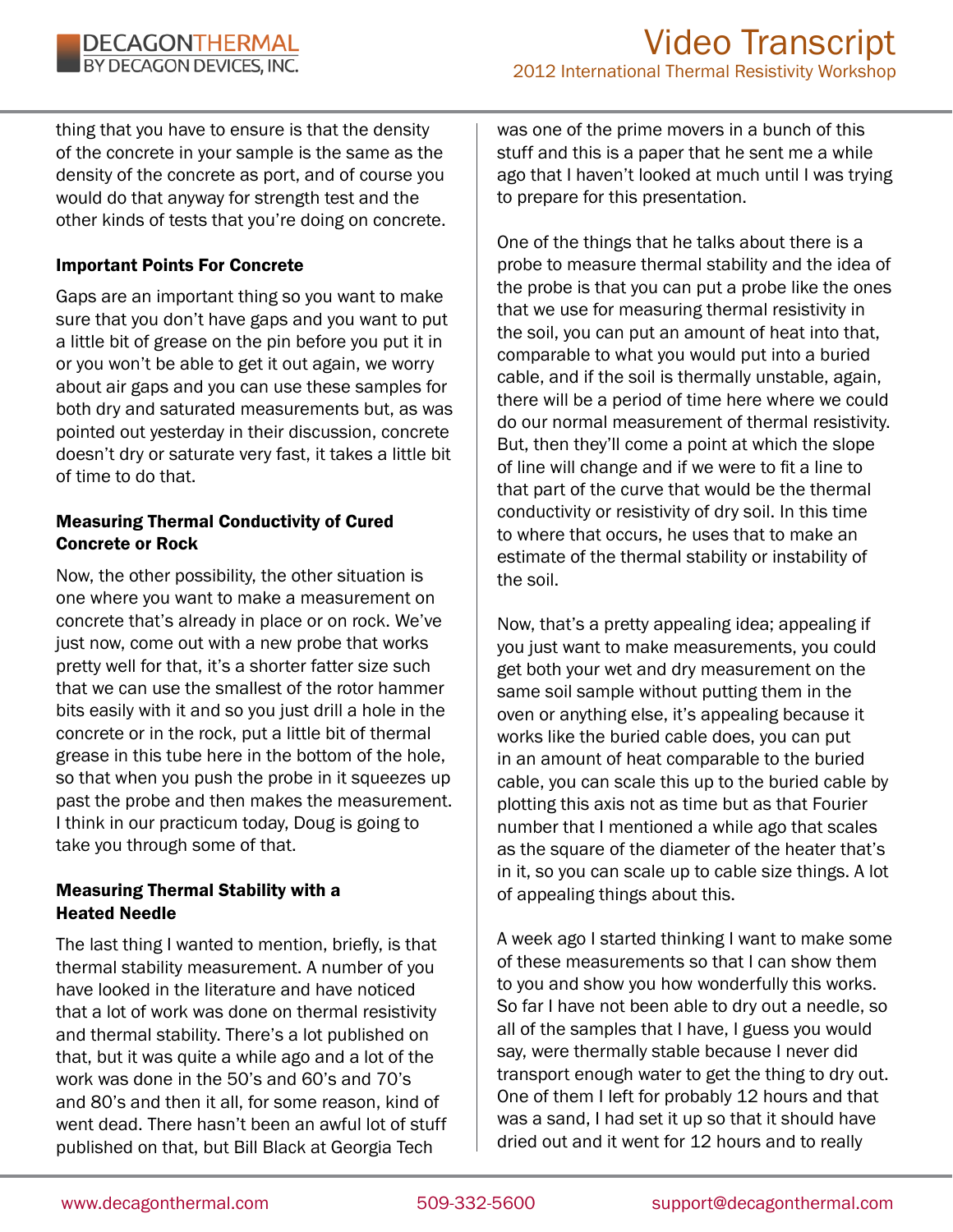thing that you have to ensure is that the density of the concrete in your sample is the same as the density of the concrete as port, and of course you would do that anyway for strength test and the other kinds of tests that you're doing on concrete.

### Important Points For Concrete

Gaps are an important thing so you want to make sure that you don't have gaps and you want to put a little bit of grease on the pin before you put it in or you won't be able to get it out again, we worry about air gaps and you can use these samples for both dry and saturated measurements but, as was pointed out yesterday in their discussion, concrete doesn't dry or saturate very fast, it takes a little bit of time to do that.

### Measuring Thermal Conductivity of Cured Concrete or Rock

Now, the other possibility, the other situation is one where you want to make a measurement on concrete that's already in place or on rock. We've just now, come out with a new probe that works pretty well for that, it's a shorter fatter size such that we can use the smallest of the rotor hammer bits easily with it and so you just drill a hole in the concrete or in the rock, put a little bit of thermal grease in this tube here in the bottom of the hole, so that when you push the probe in it squeezes up past the probe and then makes the measurement. I think in our practicum today, Doug is going to take you through some of that.

### Measuring Thermal Stability with a Heated Needle

The last thing I wanted to mention, briefly, is that thermal stability measurement. A number of you have looked in the literature and have noticed that a lot of work was done on thermal resistivity and thermal stability. There's a lot published on that, but it was quite a while ago and a lot of the work was done in the 50's and 60's and 70's and 80's and then it all, for some reason, kind of went dead. There hasn't been an awful lot of stuff published on that, but Bill Black at Georgia Tech was one of the prime movers in a bunch of this stuff and this is a paper that he sent me a while ago that I haven't looked at much until I was trying to prepare for this presentation.

One of the things that he talks about there is a probe to measure thermal stability and the idea of the probe is that you can put a probe like the ones that we use for measuring thermal resistivity in the soil, you can put an amount of heat into that, comparable to what you would put into a buried cable, and if the soil is thermally unstable, again, there will be a period of time here where we could do our normal measurement of thermal resistivity. But, then they'll come a point at which the slope of line will change and if we were to fit a line to that part of the curve that would be the thermal conductivity or resistivity of dry soil. In this time to where that occurs, he uses that to make an estimate of the thermal stability or instability of the soil.

Now, that's a pretty appealing idea; appealing if you just want to make measurements, you could get both your wet and dry measurement on the same soil sample without putting them in the oven or anything else, it's appealing because it works like the buried cable does, you can put in an amount of heat comparable to the buried cable, you can scale this up to the buried cable by plotting this axis not as time but as that Fourier number that I mentioned a while ago that scales as the square of the diameter of the heater that's in it, so you can scale up to cable size things. A lot of appealing things about this.

A week ago I started thinking I want to make some of these measurements so that I can show them to you and show you how wonderfully this works. So far I have not been able to dry out a needle, so all of the samples that I have, I guess you would say, were thermally stable because I never did transport enough water to get the thing to dry out. One of them I left for probably 12 hours and that was a sand, I had set it up so that it should have dried out and it went for 12 hours and to really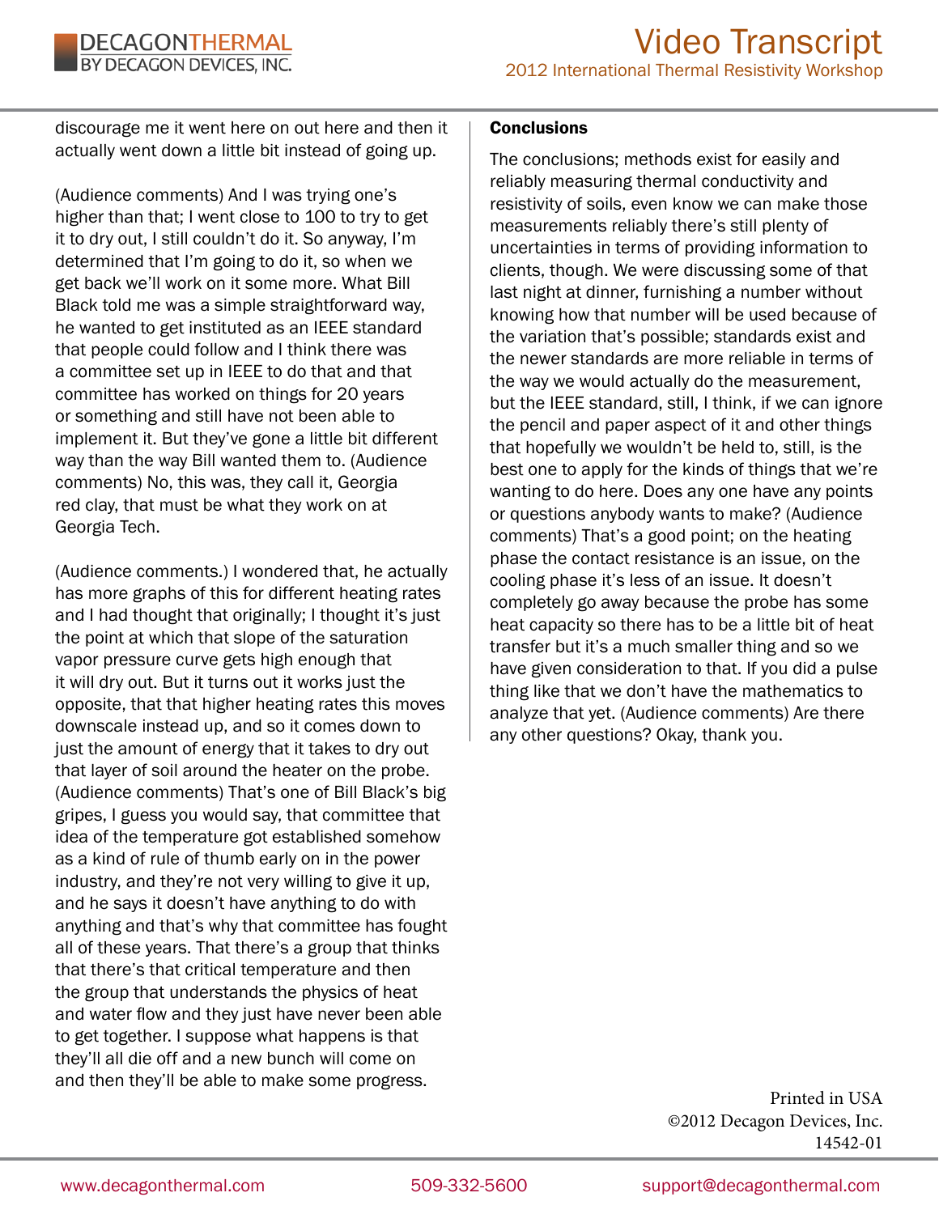discourage me it went here on out here and then it actually went down a little bit instead of going up.

(Audience comments) And I was trying one's higher than that; I went close to 100 to try to get it to dry out, I still couldn't do it. So anyway, I'm determined that I'm going to do it, so when we get back we'll work on it some more. What Bill Black told me was a simple straightforward way, he wanted to get instituted as an IEEE standard that people could follow and I think there was a committee set up in IEEE to do that and that committee has worked on things for 20 years or something and still have not been able to implement it. But they've gone a little bit different way than the way Bill wanted them to. (Audience comments) No, this was, they call it, Georgia red clay, that must be what they work on at Georgia Tech.

(Audience comments.) I wondered that, he actually has more graphs of this for different heating rates and I had thought that originally; I thought it's just the point at which that slope of the saturation vapor pressure curve gets high enough that it will dry out. But it turns out it works just the opposite, that that higher heating rates this moves downscale instead up, and so it comes down to just the amount of energy that it takes to dry out that layer of soil around the heater on the probe. (Audience comments) That's one of Bill Black's big gripes, I guess you would say, that committee that idea of the temperature got established somehow as a kind of rule of thumb early on in the power industry, and they're not very willing to give it up, and he says it doesn't have anything to do with anything and that's why that committee has fought all of these years. That there's a group that thinks that there's that critical temperature and then the group that understands the physics of heat and water flow and they just have never been able to get together. I suppose what happens is that they'll all die off and a new bunch will come on and then they'll be able to make some progress.

**Conclusions**

The conclusions; methods exist for easily and reliably measuring thermal conductivity and resistivity of soils, even know we can make those measurements reliably there's still plenty of uncertainties in terms of providing information to clients, though. We were discussing some of that last night at dinner, furnishing a number without knowing how that number will be used because of the variation that's possible; standards exist and the newer standards are more reliable in terms of the way we would actually do the measurement, but the IEEE standard, still, I think, if we can ignore the pencil and paper aspect of it and other things that hopefully we wouldn't be held to, still, is the best one to apply for the kinds of things that we're wanting to do here. Does any one have any points or questions anybody wants to make? (Audience comments) That's a good point; on the heating phase the contact resistance is an issue, on the cooling phase it's less of an issue. It doesn't completely go away because the probe has some heat capacity so there has to be a little bit of heat transfer but it's a much smaller thing and so we have given consideration to that. If you did a pulse thing like that we don't have the mathematics to analyze that yet. (Audience comments) Are there any other questions? Okay, thank you.

Printed in USA
©2012 Decagon Devices, Inc.
14542-01